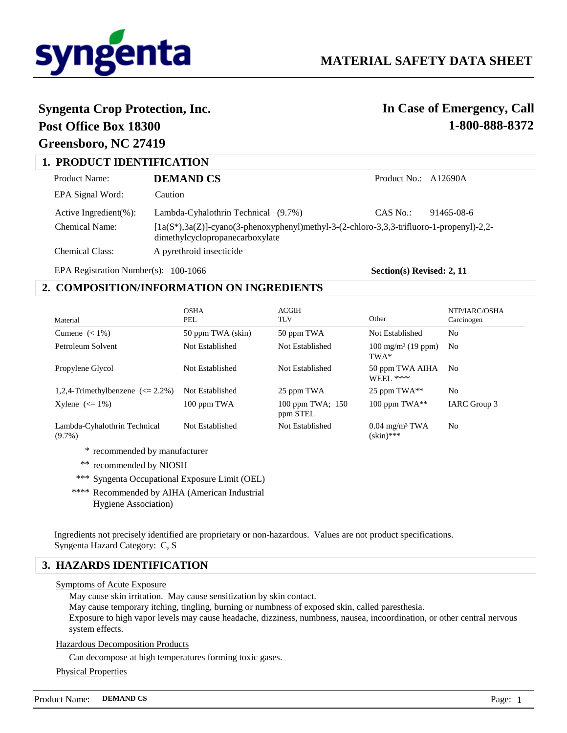syngenta

# MATERIAL SAFETY DATA SHEET

**Syngenta Crop Protection, Inc.**
**Post Office Box 18300**
**Greensboro, NC 27419**

**In Case of Emergency, Call**
**1-800-888-8372**

## 1. PRODUCT IDENTIFICATION

Product Name: **DEMAND CS** Product No.: A12690A

EPA Signal Word: Caution

Active Ingredient(%): Lambda-Cyhalothrin Technical (9.7%) CAS No.: 91465-08-6

Chemical Name: [1a(S*),3a(Z)]-cyano(3-phenoxyphenyl)methyl-3-(2-chloro-3,3,3-trifluoro-1-propenyl)-2,2-dimethylcyclopropanecarboxylate

Chemical Class: A pyrethroid insecticide

EPA Registration Number(s): 100-1066 **Section(s) Revised: 2, 11**

## 2. COMPOSITION/INFORMATION ON INGREDIENTS

| Material | OSHA PEL | ACGIH TLV | Other | NTP/IARC/OSHA Carcinogen |
|---|---|---|---|---|
| Cumene (< 1%) | 50 ppm TWA (skin) | 50 ppm TWA | Not Established | No |
| Petroleum Solvent | Not Established | Not Established | 100 mg/m³ (19 ppm) TWA* | No |
| Propylene Glycol | Not Established | Not Established | 50 ppm TWA AIHA WEEL **** | No |
| 1,2,4-Trimethylbenzene (<= 2.2%) | Not Established | 25 ppm TWA | 25 ppm TWA** | No |
| Xylene (<= 1%) | 100 ppm TWA | 100 ppm TWA; 150 ppm STEL | 100 ppm TWA** | IARC Group 3 |
| Lambda-Cyhalothrin Technical (9.7%) | Not Established | Not Established | 0.04 mg/m³ TWA (skin)*** | No |

\* recommended by manufacturer

** recommended by NIOSH

*** Syngenta Occupational Exposure Limit (OEL)

**** Recommended by AIHA (American Industrial Hygiene Association)

Ingredients not precisely identified are proprietary or non-hazardous. Values are not product specifications.
Syngenta Hazard Category: C, S

## 3. HAZARDS IDENTIFICATION

Symptoms of Acute Exposure

May cause skin irritation. May cause sensitization by skin contact.
May cause temporary itching, tingling, burning or numbness of exposed skin, called paresthesia.
Exposure to high vapor levels may cause headache, dizziness, numbness, nausea, incoordination, or other central nervous system effects.

Hazardous Decomposition Products

Can decompose at high temperatures forming toxic gases.

Physical Properties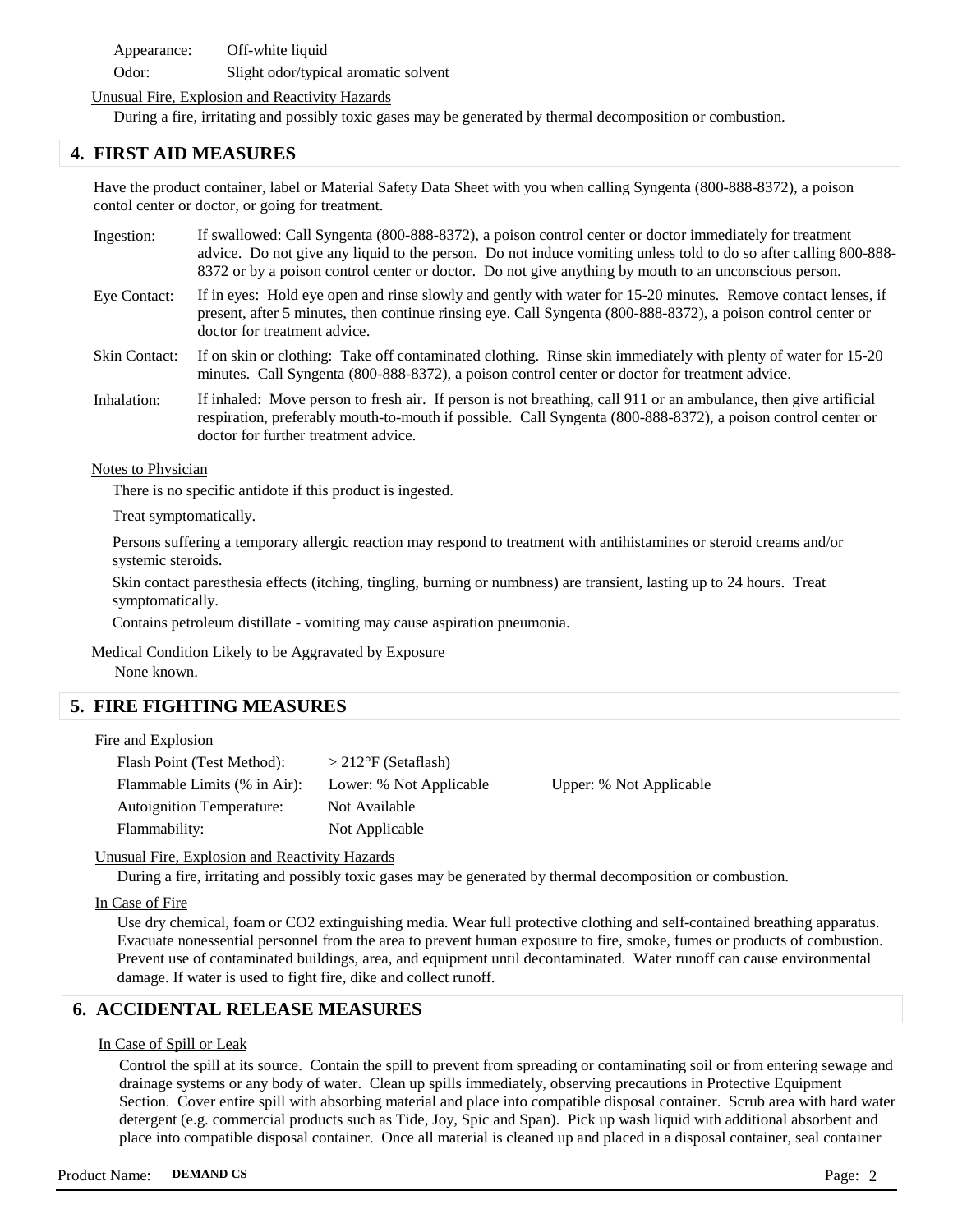Appearance: Off-white liquid

Odor: Slight odor/typical aromatic solvent

Unusual Fire, Explosion and Reactivity Hazards

During a fire, irritating and possibly toxic gases may be generated by thermal decomposition or combustion.

## 4. FIRST AID MEASURES

Have the product container, label or Material Safety Data Sheet with you when calling Syngenta (800-888-8372), a poison contol center or doctor, or going for treatment.

Ingestion: If swallowed: Call Syngenta (800-888-8372), a poison control center or doctor immediately for treatment advice. Do not give any liquid to the person. Do not induce vomiting unless told to do so after calling 800-888-8372 or by a poison control center or doctor. Do not give anything by mouth to an unconscious person.

Eye Contact: If in eyes: Hold eye open and rinse slowly and gently with water for 15-20 minutes. Remove contact lenses, if present, after 5 minutes, then continue rinsing eye. Call Syngenta (800-888-8372), a poison control center or doctor for treatment advice.

Skin Contact: If on skin or clothing: Take off contaminated clothing. Rinse skin immediately with plenty of water for 15-20 minutes. Call Syngenta (800-888-8372), a poison control center or doctor for treatment advice.

Inhalation: If inhaled: Move person to fresh air. If person is not breathing, call 911 or an ambulance, then give artificial respiration, preferably mouth-to-mouth if possible. Call Syngenta (800-888-8372), a poison control center or doctor for further treatment advice.

Notes to Physician

There is no specific antidote if this product is ingested.

Treat symptomatically.

Persons suffering a temporary allergic reaction may respond to treatment with antihistamines or steroid creams and/or systemic steroids.

Skin contact paresthesia effects (itching, tingling, burning or numbness) are transient, lasting up to 24 hours. Treat symptomatically.

Contains petroleum distillate - vomiting may cause aspiration pneumonia.

Medical Condition Likely to be Aggravated by Exposure

None known.

## 5. FIRE FIGHTING MEASURES

Fire and Explosion

| | | |
|---|---|---|
| Flash Point (Test Method): | > 212°F (Setaflash) | |
| Flammable Limits (% in Air): | Lower: % Not Applicable | Upper: % Not Applicable |
| Autoignition Temperature: | Not Available | |
| Flammability: | Not Applicable | |

Unusual Fire, Explosion and Reactivity Hazards

During a fire, irritating and possibly toxic gases may be generated by thermal decomposition or combustion.

In Case of Fire

Use dry chemical, foam or CO2 extinguishing media. Wear full protective clothing and self-contained breathing apparatus. Evacuate nonessential personnel from the area to prevent human exposure to fire, smoke, fumes or products of combustion. Prevent use of contaminated buildings, area, and equipment until decontaminated. Water runoff can cause environmental damage. If water is used to fight fire, dike and collect runoff.

## 6. ACCIDENTAL RELEASE MEASURES

In Case of Spill or Leak

Control the spill at its source. Contain the spill to prevent from spreading or contaminating soil or from entering sewage and drainage systems or any body of water. Clean up spills immediately, observing precautions in Protective Equipment Section. Cover entire spill with absorbing material and place into compatible disposal container. Scrub area with hard water detergent (e.g. commercial products such as Tide, Joy, Spic and Span). Pick up wash liquid with additional absorbent and place into compatible disposal container. Once all material is cleaned up and placed in a disposal container, seal container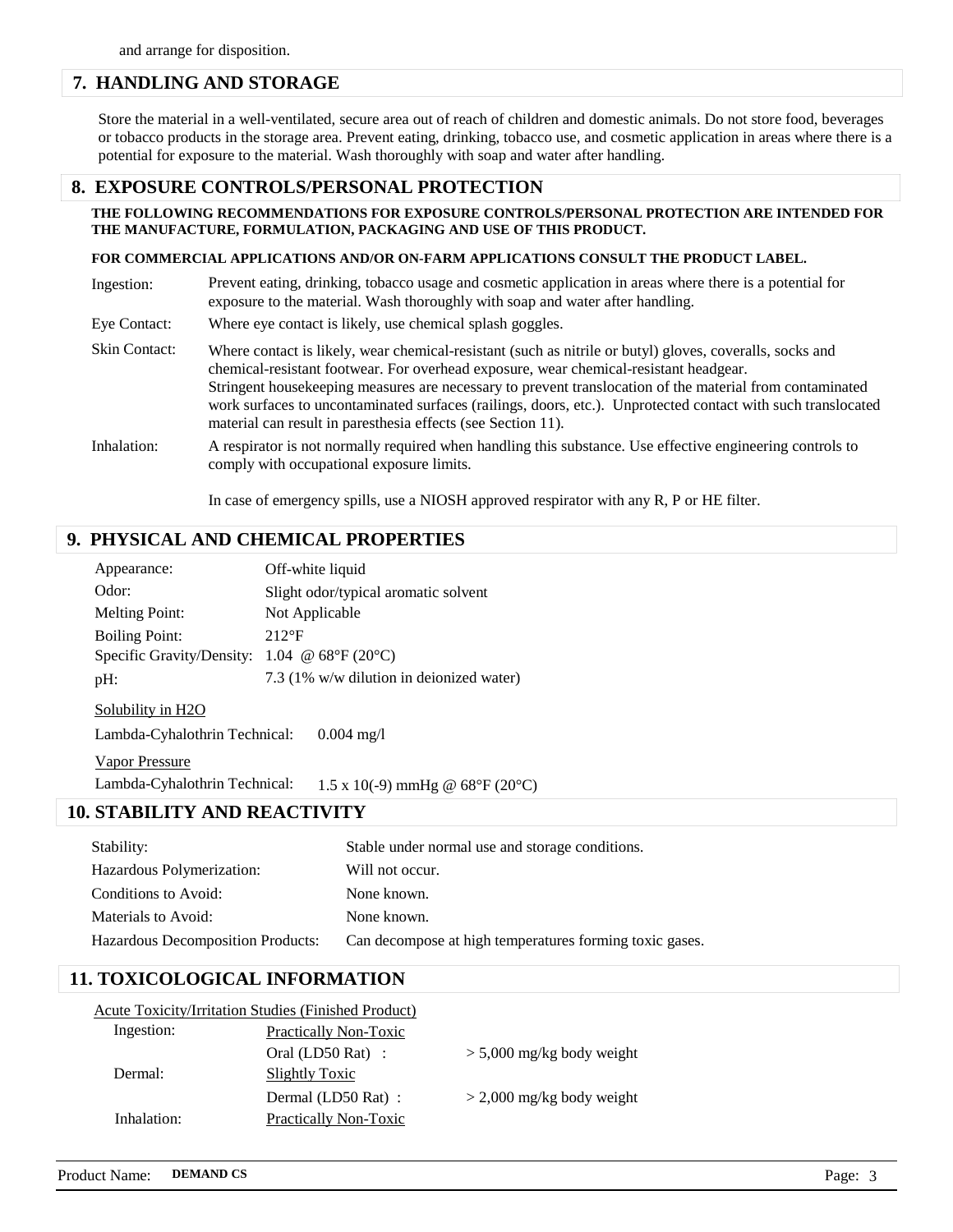and arrange for disposition.

## 7. HANDLING AND STORAGE

Store the material in a well-ventilated, secure area out of reach of children and domestic animals. Do not store food, beverages or tobacco products in the storage area. Prevent eating, drinking, tobacco use, and cosmetic application in areas where there is a potential for exposure to the material. Wash thoroughly with soap and water after handling.

## 8. EXPOSURE CONTROLS/PERSONAL PROTECTION

**THE FOLLOWING RECOMMENDATIONS FOR EXPOSURE CONTROLS/PERSONAL PROTECTION ARE INTENDED FOR THE MANUFACTURE, FORMULATION, PACKAGING AND USE OF THIS PRODUCT.**

**FOR COMMERCIAL APPLICATIONS AND/OR ON-FARM APPLICATIONS CONSULT THE PRODUCT LABEL.**

Ingestion: Prevent eating, drinking, tobacco usage and cosmetic application in areas where there is a potential for exposure to the material. Wash thoroughly with soap and water after handling.

Eye Contact: Where eye contact is likely, use chemical splash goggles.

Skin Contact: Where contact is likely, wear chemical-resistant (such as nitrile or butyl) gloves, coveralls, socks and chemical-resistant footwear. For overhead exposure, wear chemical-resistant headgear. Stringent housekeeping measures are necessary to prevent translocation of the material from contaminated work surfaces to uncontaminated surfaces (railings, doors, etc.). Unprotected contact with such translocated material can result in paresthesia effects (see Section 11).

Inhalation: A respirator is not normally required when handling this substance. Use effective engineering controls to comply with occupational exposure limits.

In case of emergency spills, use a NIOSH approved respirator with any R, P or HE filter.

## 9. PHYSICAL AND CHEMICAL PROPERTIES

| | |
|---|---|
| Appearance: | Off-white liquid |
| Odor: | Slight odor/typical aromatic solvent |
| Melting Point: | Not Applicable |
| Boiling Point: | 212°F |
| Specific Gravity/Density: | 1.04 @ 68°F (20°C) |
| pH: | 7.3 (1% w/w dilution in deionized water) |

Solubility in H2O

Lambda-Cyhalothrin Technical: 0.004 mg/l

Vapor Pressure

Lambda-Cyhalothrin Technical: 1.5 x 10(-9) mmHg @ 68°F (20°C)

## 10. STABILITY AND REACTIVITY

| | |
|---|---|
| Stability: | Stable under normal use and storage conditions. |
| Hazardous Polymerization: | Will not occur. |
| Conditions to Avoid: | None known. |
| Materials to Avoid: | None known. |
| Hazardous Decomposition Products: | Can decompose at high temperatures forming toxic gases. |

## 11. TOXICOLOGICAL INFORMATION

Acute Toxicity/Irritation Studies (Finished Product)

| | | |
|---|---|---|
| Ingestion: | Practically Non-Toxic | |
| | Oral (LD50 Rat) : | > 5,000 mg/kg body weight |
| Dermal: | Slightly Toxic | |
| | Dermal (LD50 Rat) : | > 2,000 mg/kg body weight |
| Inhalation: | Practically Non-Toxic | |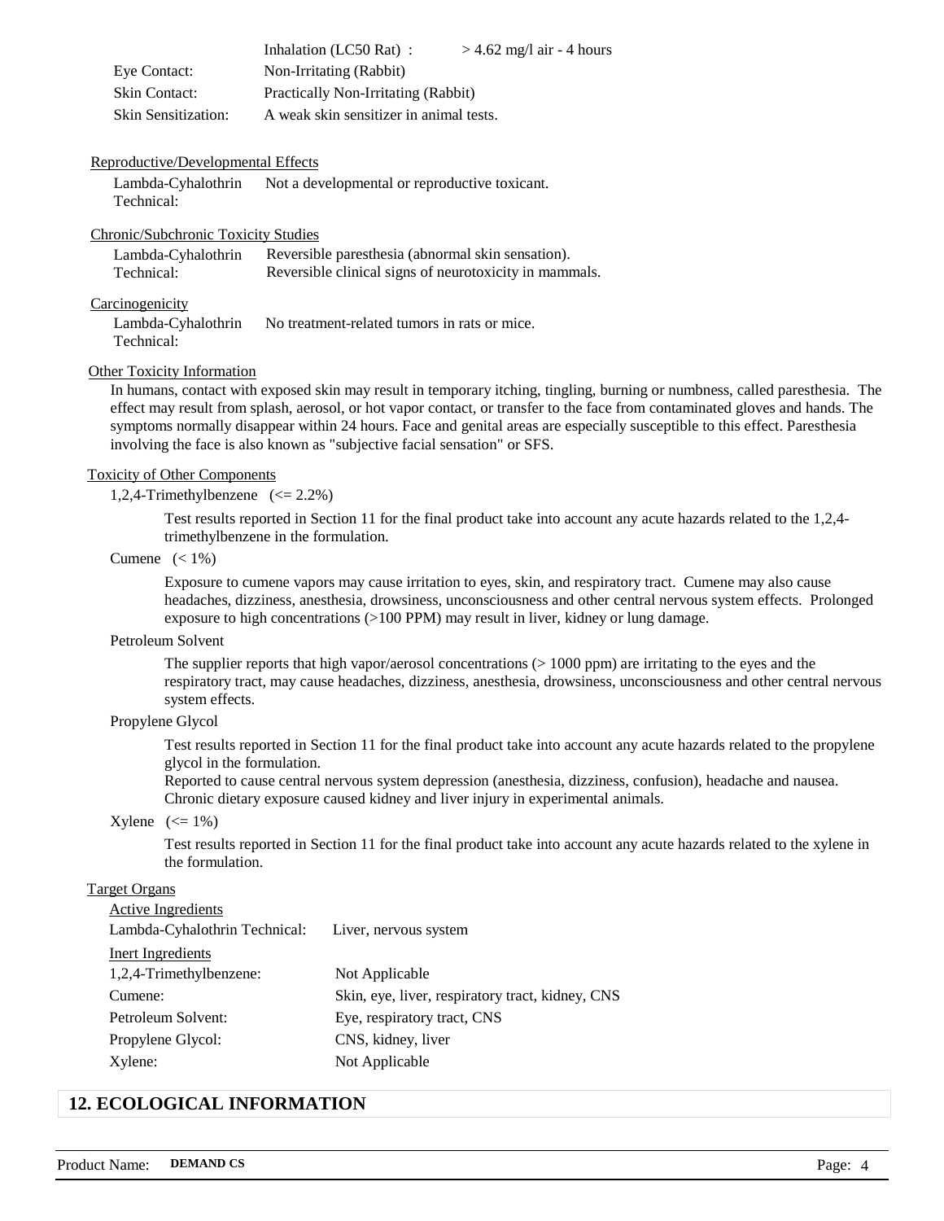| | | |
|---|---|---|
| | Inhalation (LC50 Rat) : | > 4.62 mg/l air - 4 hours |
| Eye Contact: | Non-Irritating (Rabbit) | |
| Skin Contact: | Practically Non-Irritating (Rabbit) | |
| Skin Sensitization: | A weak skin sensitizer in animal tests. | |

Reproductive/Developmental Effects

| | |
|---|---|
| Lambda-Cyhalothrin Technical: | Not a developmental or reproductive toxicant. |

Chronic/Subchronic Toxicity Studies

| | |
|---|---|
| Lambda-Cyhalothrin Technical: | Reversible paresthesia (abnormal skin sensation). Reversible clinical signs of neurotoxicity in mammals. |

Carcinogenicity

| | |
|---|---|
| Lambda-Cyhalothrin Technical: | No treatment-related tumors in rats or mice. |

Other Toxicity Information

In humans, contact with exposed skin may result in temporary itching, tingling, burning or numbness, called paresthesia. The effect may result from splash, aerosol, or hot vapor contact, or transfer to the face from contaminated gloves and hands. The symptoms normally disappear within 24 hours. Face and genital areas are especially susceptible to this effect. Paresthesia involving the face is also known as "subjective facial sensation" or SFS.

Toxicity of Other Components

1,2,4-Trimethylbenzene (<= 2.2%)

Test results reported in Section 11 for the final product take into account any acute hazards related to the 1,2,4-trimethylbenzene in the formulation.

Cumene (< 1%)

Exposure to cumene vapors may cause irritation to eyes, skin, and respiratory tract. Cumene may also cause headaches, dizziness, anesthesia, drowsiness, unconsciousness and other central nervous system effects. Prolonged exposure to high concentrations (>100 PPM) may result in liver, kidney or lung damage.

Petroleum Solvent

The supplier reports that high vapor/aerosol concentrations (> 1000 ppm) are irritating to the eyes and the respiratory tract, may cause headaches, dizziness, anesthesia, drowsiness, unconsciousness and other central nervous system effects.

Propylene Glycol

Test results reported in Section 11 for the final product take into account any acute hazards related to the propylene glycol in the formulation.
Reported to cause central nervous system depression (anesthesia, dizziness, confusion), headache and nausea. Chronic dietary exposure caused kidney and liver injury in experimental animals.

Xylene (<= 1%)

Test results reported in Section 11 for the final product take into account any acute hazards related to the xylene in the formulation.

Target Organs

Active Ingredients

| | |
|---|---|
| Lambda-Cyhalothrin Technical: | Liver, nervous system |

Inert Ingredients

| | |
|---|---|
| 1,2,4-Trimethylbenzene: | Not Applicable |
| Cumene: | Skin, eye, liver, respiratory tract, kidney, CNS |
| Petroleum Solvent: | Eye, respiratory tract, CNS |
| Propylene Glycol: | CNS, kidney, liver |
| Xylene: | Not Applicable |

## 12. ECOLOGICAL INFORMATION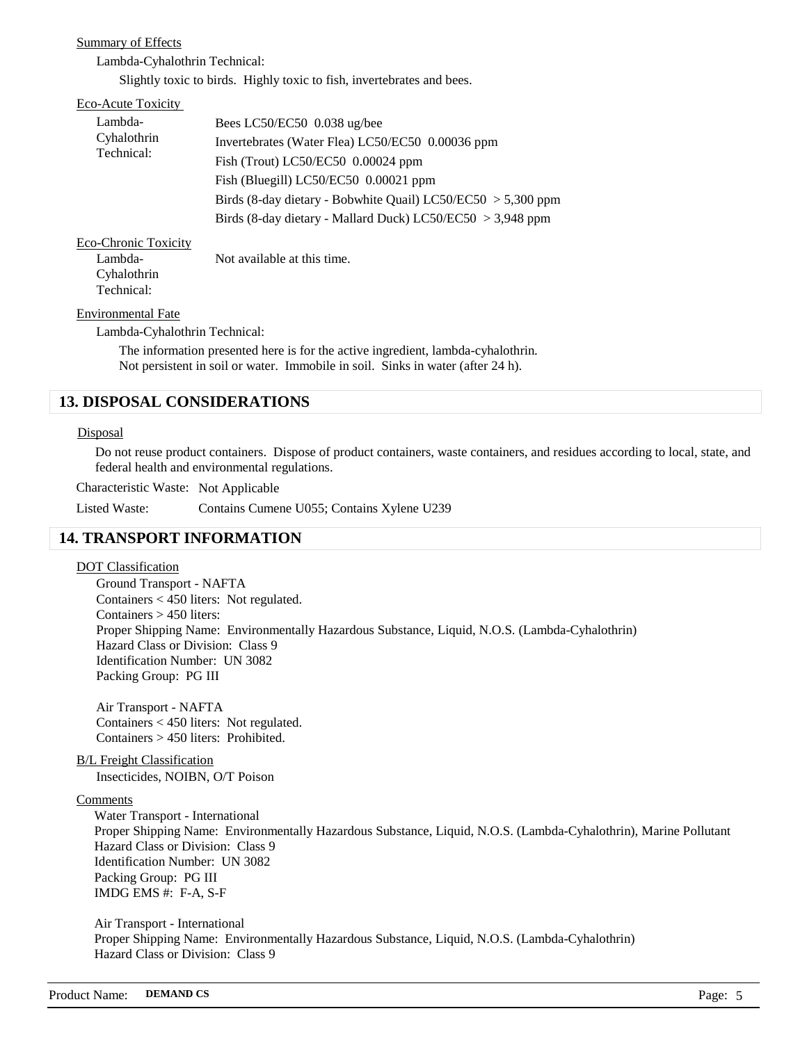Summary of Effects

Lambda-Cyhalothrin Technical:

Slightly toxic to birds. Highly toxic to fish, invertebrates and bees.

Eco-Acute Toxicity

| | |
|---|---|
| Lambda-Cyhalothrin Technical: | Bees LC50/EC50 0.038 ug/bee |
| | Invertebrates (Water Flea) LC50/EC50 0.00036 ppm |
| | Fish (Trout) LC50/EC50 0.00024 ppm |
| | Fish (Bluegill) LC50/EC50 0.00021 ppm |
| | Birds (8-day dietary - Bobwhite Quail) LC50/EC50 > 5,300 ppm |
| | Birds (8-day dietary - Mallard Duck) LC50/EC50 > 3,948 ppm |

Eco-Chronic Toxicity

| | |
|---|---|
| Lambda-Cyhalothrin Technical: | Not available at this time. |

Environmental Fate

Lambda-Cyhalothrin Technical:

The information presented here is for the active ingredient, lambda-cyhalothrin.
Not persistent in soil or water. Immobile in soil. Sinks in water (after 24 h).

## 13. DISPOSAL CONSIDERATIONS

Disposal

Do not reuse product containers. Dispose of product containers, waste containers, and residues according to local, state, and federal health and environmental regulations.

Characteristic Waste: Not Applicable

Listed Waste: Contains Cumene U055; Contains Xylene U239

## 14. TRANSPORT INFORMATION

DOT Classification

Ground Transport - NAFTA
Containers < 450 liters: Not regulated.
Containers > 450 liters:
Proper Shipping Name: Environmentally Hazardous Substance, Liquid, N.O.S. (Lambda-Cyhalothrin)
Hazard Class or Division: Class 9
Identification Number: UN 3082
Packing Group: PG III

Air Transport - NAFTA
Containers < 450 liters: Not regulated.
Containers > 450 liters: Prohibited.

B/L Freight Classification

Insecticides, NOIBN, O/T Poison

Comments

Water Transport - International
Proper Shipping Name: Environmentally Hazardous Substance, Liquid, N.O.S. (Lambda-Cyhalothrin), Marine Pollutant
Hazard Class or Division: Class 9
Identification Number: UN 3082
Packing Group: PG III
IMDG EMS #: F-A, S-F

Air Transport - International
Proper Shipping Name: Environmentally Hazardous Substance, Liquid, N.O.S. (Lambda-Cyhalothrin)
Hazard Class or Division: Class 9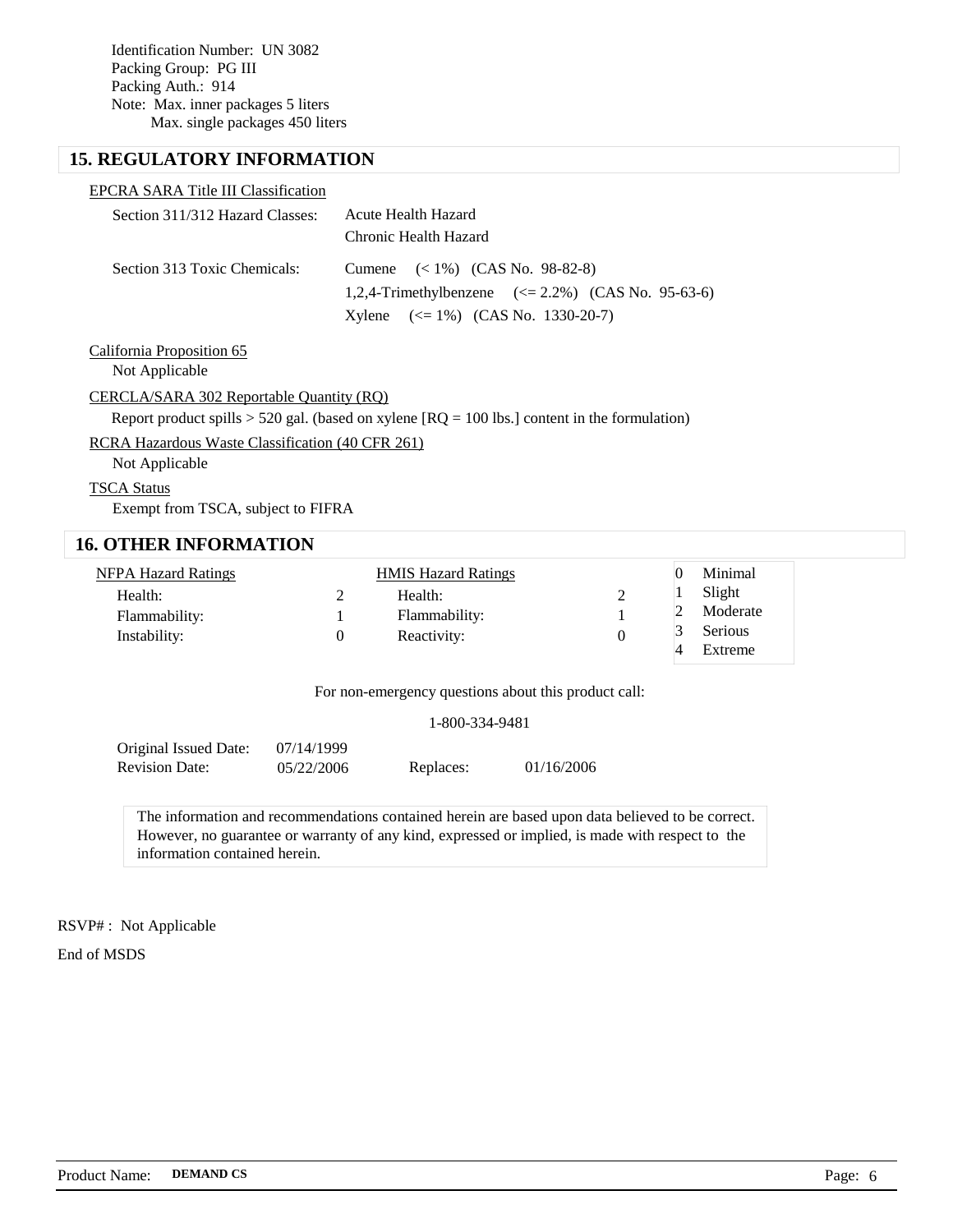Identification Number: UN 3082
Packing Group: PG III
Packing Auth.: 914
Note: Max. inner packages 5 liters
Max. single packages 450 liters

## 15. REGULATORY INFORMATION

EPCRA SARA Title III Classification

| | |
|---|---|
| Section 311/312 Hazard Classes: | Acute Health Hazard<br>Chronic Health Hazard |
| Section 313 Toxic Chemicals: | Cumene (< 1%) (CAS No. 98-82-8)<br>1,2,4-Trimethylbenzene (<= 2.2%) (CAS No. 95-63-6)<br>Xylene (<= 1%) (CAS No. 1330-20-7) |

California Proposition 65
Not Applicable

CERCLA/SARA 302 Reportable Quantity (RQ)
Report product spills > 520 gal. (based on xylene [RQ = 100 lbs.] content in the formulation)

RCRA Hazardous Waste Classification (40 CFR 261)
Not Applicable

TSCA Status
Exempt from TSCA, subject to FIFRA

## 16. OTHER INFORMATION

| NFPA Hazard Ratings | | HMIS Hazard Ratings | |
|---|---|---|---|
| Health: | 2 | Health: | 2 |
| Flammability: | 1 | Flammability: | 1 |
| Instability: | 0 | Reactivity: | 0 |

| | |
|---|---|
| 0 | Minimal |
| 1 | Slight |
| 2 | Moderate |
| 3 | Serious |
| 4 | Extreme |

For non-emergency questions about this product call:

1-800-334-9481

| | | | |
|---|---|---|---|
| Original Issued Date: | 07/14/1999 | | |
| Revision Date: | 05/22/2006 | Replaces: | 01/16/2006 |

The information and recommendations contained herein are based upon data believed to be correct. However, no guarantee or warranty of any kind, expressed or implied, is made with respect to the information contained herein.

RSVP# : Not Applicable

End of MSDS